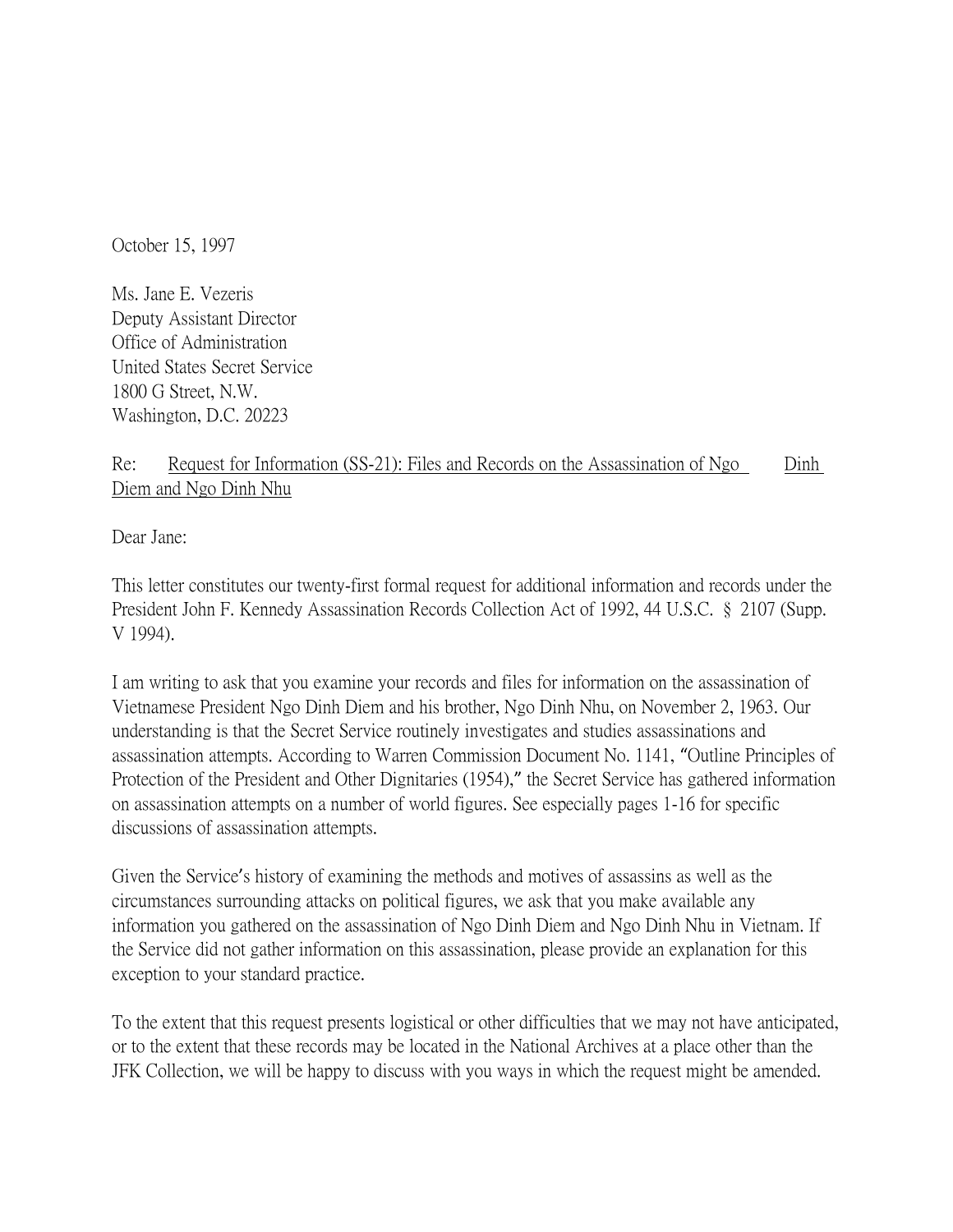October 15, 1997

Ms. Jane E. Vezeris
Deputy Assistant Director
Office of Administration
United States Secret Service
1800 G Street, N.W.
Washington, D.C. 20223

Re: Request for Information (SS-21): Files and Records on the Assassination of Ngo Dinh Diem and Ngo Dinh Nhu

Dear Jane:

This letter constitutes our twenty-first formal request for additional information and records under the President John F. Kennedy Assassination Records Collection Act of 1992, 44 U.S.C. § 2107 (Supp. V 1994).

I am writing to ask that you examine your records and files for information on the assassination of Vietnamese President Ngo Dinh Diem and his brother, Ngo Dinh Nhu, on November 2, 1963. Our understanding is that the Secret Service routinely investigates and studies assassinations and assassination attempts. According to Warren Commission Document No. 1141, "Outline Principles of Protection of the President and Other Dignitaries (1954)," the Secret Service has gathered information on assassination attempts on a number of world figures. See especially pages 1-16 for specific discussions of assassination attempts.

Given the Service's history of examining the methods and motives of assassins as well as the circumstances surrounding attacks on political figures, we ask that you make available any information you gathered on the assassination of Ngo Dinh Diem and Ngo Dinh Nhu in Vietnam. If the Service did not gather information on this assassination, please provide an explanation for this exception to your standard practice.

To the extent that this request presents logistical or other difficulties that we may not have anticipated, or to the extent that these records may be located in the National Archives at a place other than the JFK Collection, we will be happy to discuss with you ways in which the request might be amended.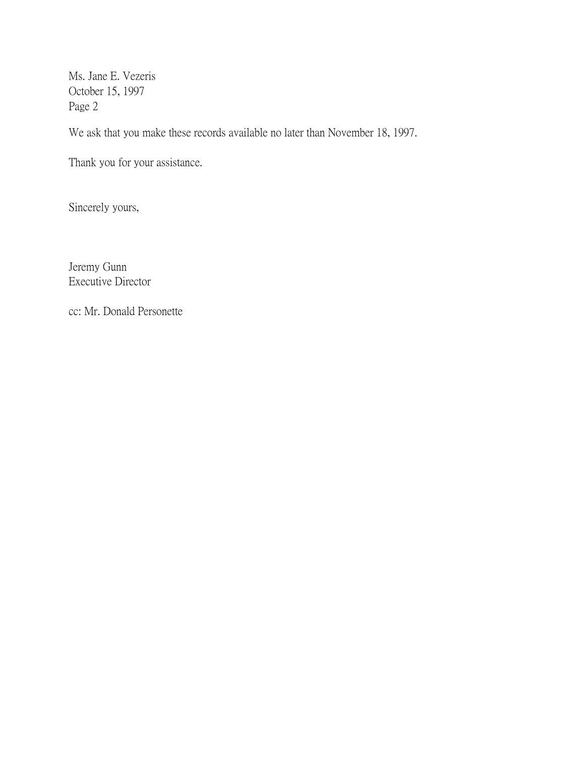Ms. Jane E. Vezeris
October 15, 1997
Page 2

We ask that you make these records available no later than November 18, 1997.

Thank you for your assistance.

Sincerely yours,

Jeremy Gunn
Executive Director

cc: Mr. Donald Personette